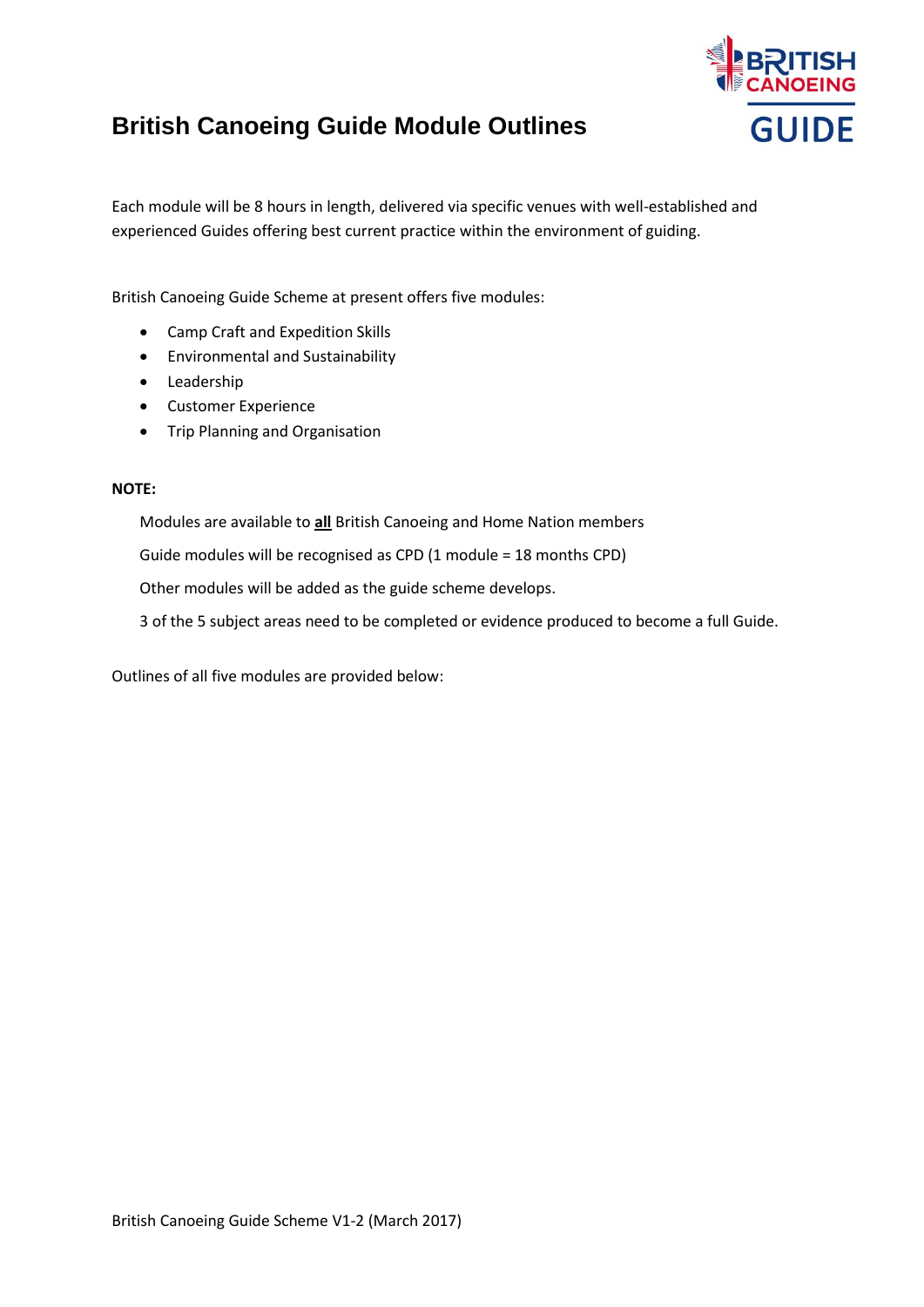# British Canoeing Guide Module Outlines

Each module will be 8 hours in length, delivered via specific venues with well-established and experienced Guides offering best current practice within the environment of guiding.

British Canoeing Guide Scheme at present offers five modules:

- Camp Craft and Expedition Skills
- Environmental and Sustainability
- Leadership
- Customer Experience
- Trip Planning and Organisation

**NOTE:**

Modules are available to **all** British Canoeing and Home Nation members

Guide modules will be recognised as CPD (1 module = 18 months CPD)

Other modules will be added as the guide scheme develops.

3 of the 5 subject areas need to be completed or evidence produced to become a full Guide.

Outlines of all five modules are provided below: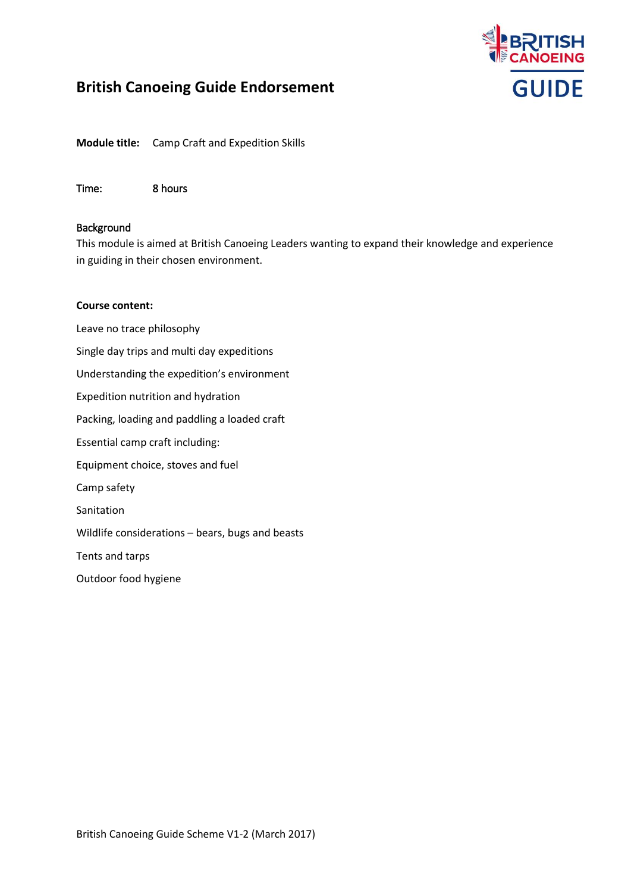# British Canoeing Guide Endorsement

**Module title:** Camp Craft and Expedition Skills

Time: 8 hours

Background

This module is aimed at British Canoeing Leaders wanting to expand their knowledge and experience in guiding in their chosen environment.

**Course content:**

Leave no trace philosophy

Single day trips and multi day expeditions

Understanding the expedition's environment

Expedition nutrition and hydration

Packing, loading and paddling a loaded craft

Essential camp craft including:

Equipment choice, stoves and fuel

Camp safety

Sanitation

Wildlife considerations – bears, bugs and beasts

Tents and tarps

Outdoor food hygiene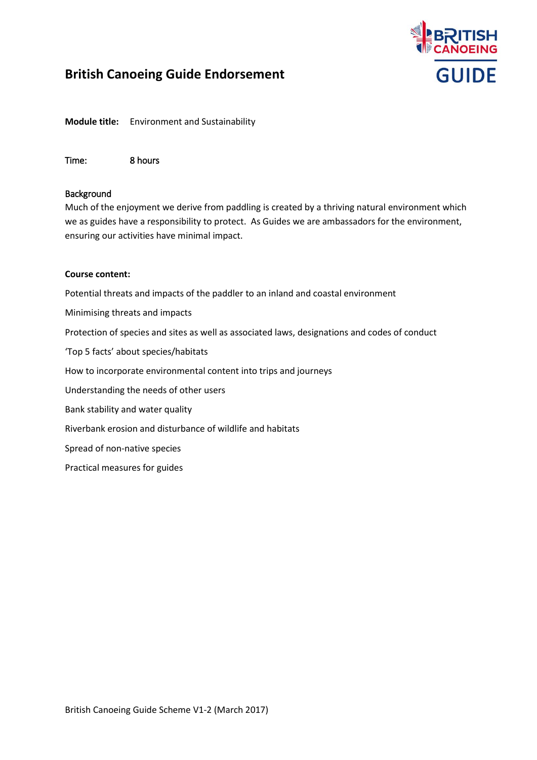# British Canoeing Guide Endorsement

**Module title:** Environment and Sustainability

Time: 8 hours

Background

Much of the enjoyment we derive from paddling is created by a thriving natural environment which we as guides have a responsibility to protect. As Guides we are ambassadors for the environment, ensuring our activities have minimal impact.

**Course content:**

Potential threats and impacts of the paddler to an inland and coastal environment

Minimising threats and impacts

Protection of species and sites as well as associated laws, designations and codes of conduct

'Top 5 facts' about species/habitats

How to incorporate environmental content into trips and journeys

Understanding the needs of other users

Bank stability and water quality

Riverbank erosion and disturbance of wildlife and habitats

Spread of non-native species

Practical measures for guides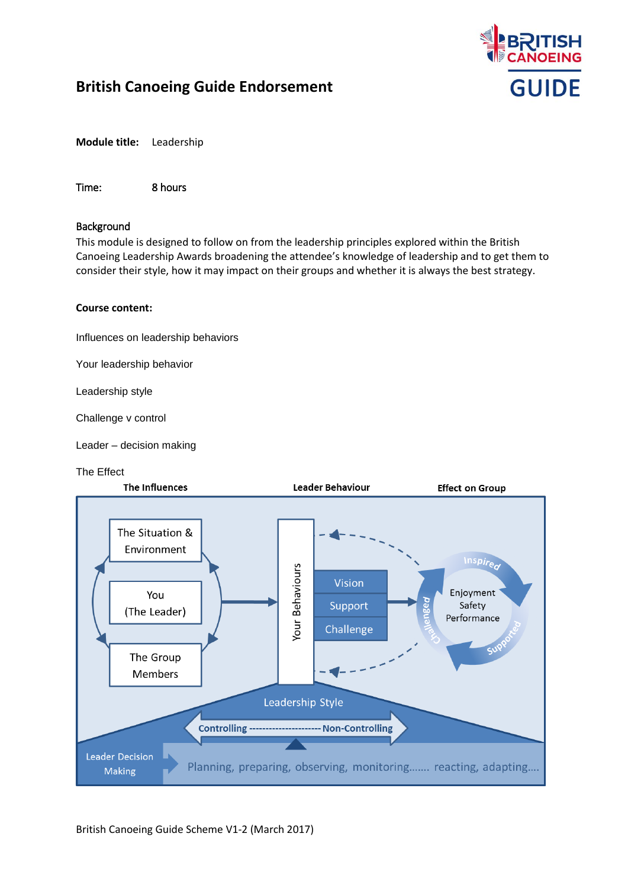# British Canoeing Guide Endorsement

**Module title:** Leadership

Time: 8 hours

Background

This module is designed to follow on from the leadership principles explored within the British Canoeing Leadership Awards broadening the attendee's knowledge of leadership and to get them to consider their style, how it may impact on their groups and whether it is always the best strategy.

**Course content:**

Influences on leadership behaviors

Your leadership behavior

Leadership style

Challenge v control

Leader – decision making

The Effect

**The Influences** | **Leader Behaviour** | **Effect on Group**

The Situation & Environment

You (The Leader)

The Group Members

Your Behaviours

Vision

Support

Challenge

Inspired

Enjoyment Safety Performance

Challenged

Supported

Leadership Style

Controlling --------------------- Non-Controlling

Leader Decision Making

Planning, preparing, observing, monitoring……. reacting, adapting….

British Canoeing Guide Scheme V1-2 (March 2017)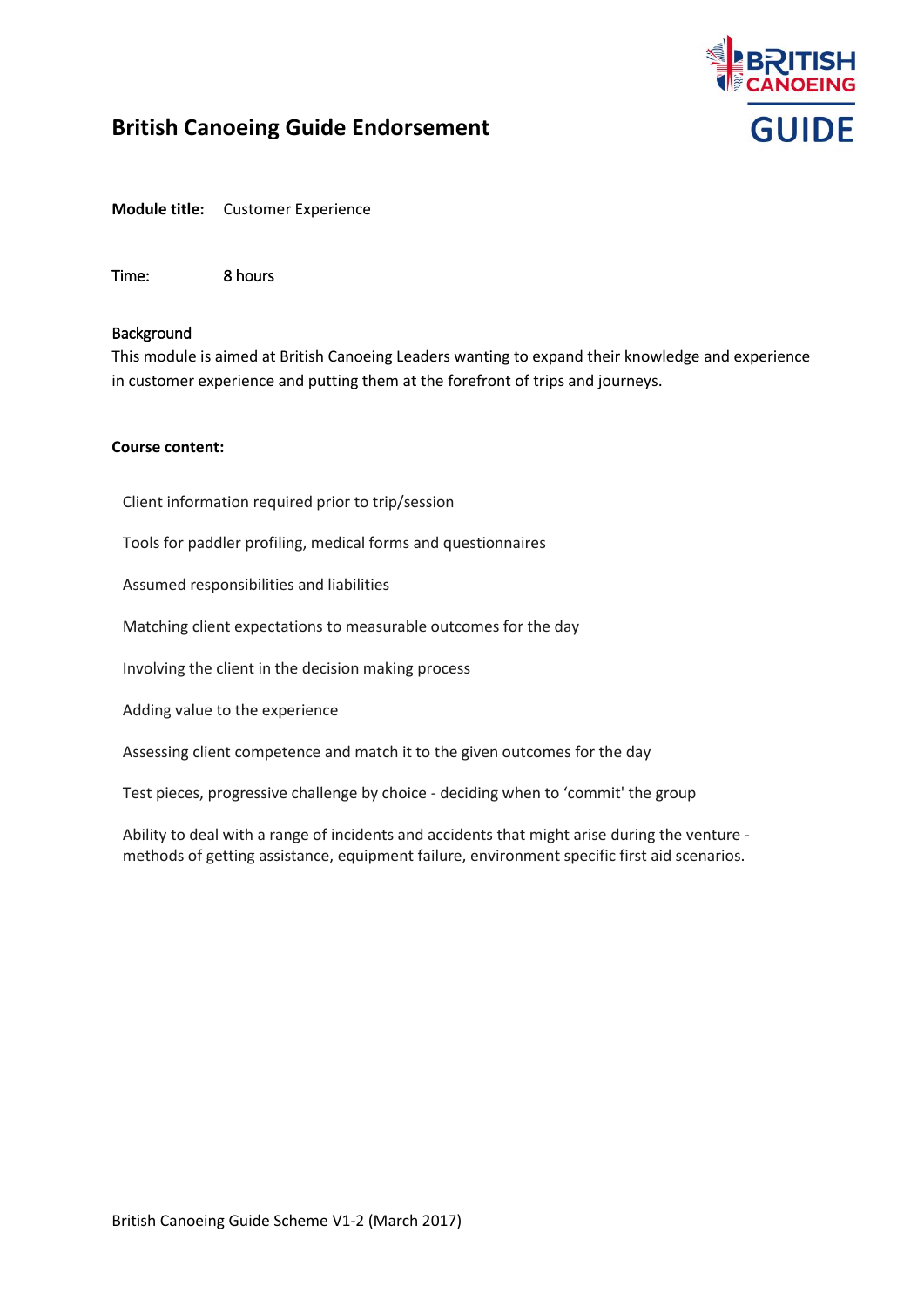# British Canoeing Guide Endorsement

**Module title:** Customer Experience

Time: 8 hours

Background

This module is aimed at British Canoeing Leaders wanting to expand their knowledge and experience in customer experience and putting them at the forefront of trips and journeys.

**Course content:**

Client information required prior to trip/session

Tools for paddler profiling, medical forms and questionnaires

Assumed responsibilities and liabilities

Matching client expectations to measurable outcomes for the day

Involving the client in the decision making process

Adding value to the experience

Assessing client competence and match it to the given outcomes for the day

Test pieces, progressive challenge by choice - deciding when to 'commit' the group

Ability to deal with a range of incidents and accidents that might arise during the venture - methods of getting assistance, equipment failure, environment specific first aid scenarios.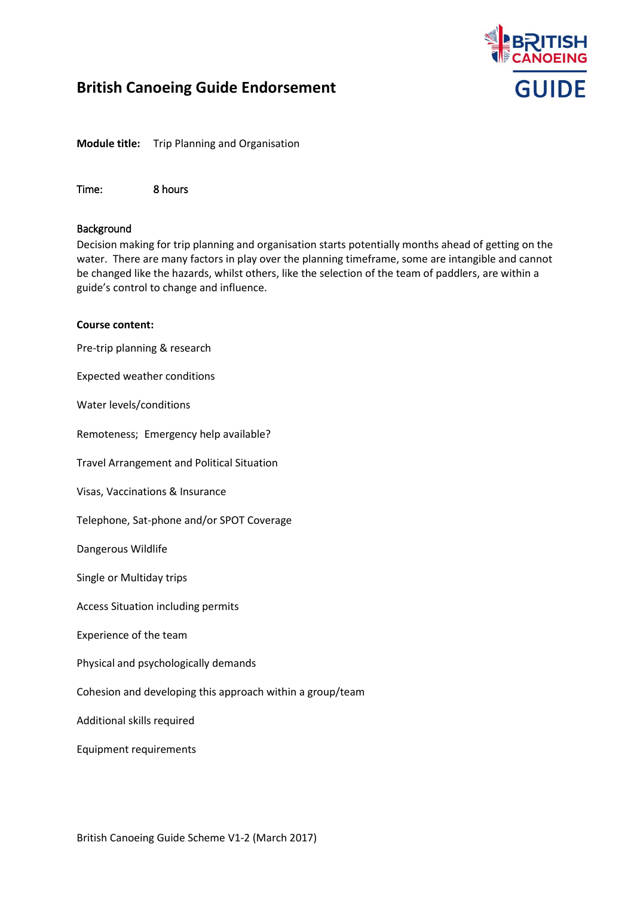# British Canoeing Guide Endorsement

**Module title:** Trip Planning and Organisation

Time: 8 hours

Background

Decision making for trip planning and organisation starts potentially months ahead of getting on the water. There are many factors in play over the planning timeframe, some are intangible and cannot be changed like the hazards, whilst others, like the selection of the team of paddlers, are within a guide's control to change and influence.

**Course content:**

Pre-trip planning & research

Expected weather conditions

Water levels/conditions

Remoteness; Emergency help available?

Travel Arrangement and Political Situation

Visas, Vaccinations & Insurance

Telephone, Sat-phone and/or SPOT Coverage

Dangerous Wildlife

Single or Multiday trips

Access Situation including permits

Experience of the team

Physical and psychologically demands

Cohesion and developing this approach within a group/team

Additional skills required

Equipment requirements

British Canoeing Guide Scheme V1-2 (March 2017)